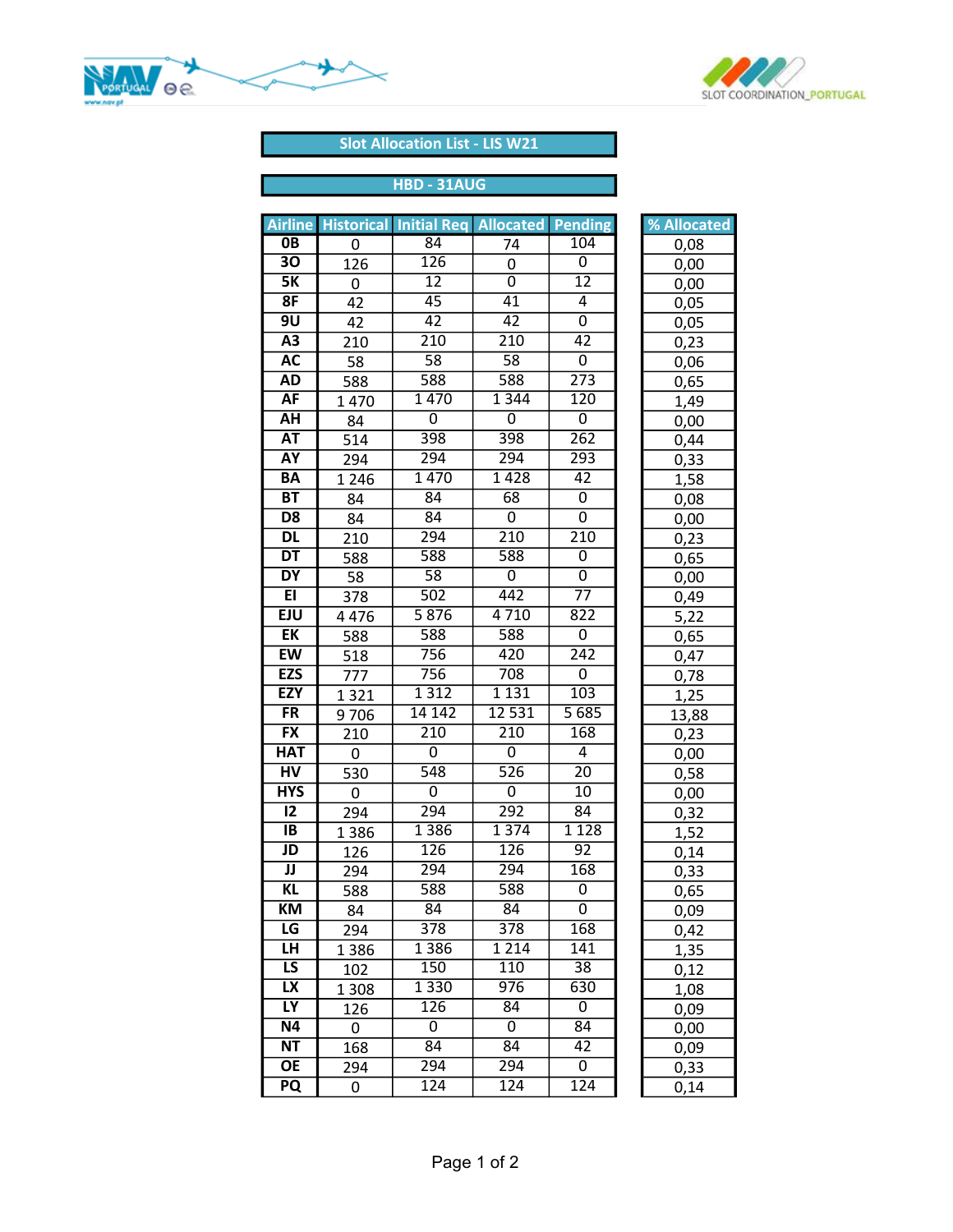## Slot Allocation List - LIS W21

### HBD - 31AUG

| Airline | Historical | Initial Req | Allocated | Pending | % Allocated |
|---|---|---|---|---|---|
| 0B | 0 | 84 | 74 | 104 | 0,08 |
| 3O | 126 | 126 | 0 | 0 | 0,00 |
| 5K | 0 | 12 | 0 | 12 | 0,00 |
| 8F | 42 | 45 | 41 | 4 | 0,05 |
| 9U | 42 | 42 | 42 | 0 | 0,05 |
| A3 | 210 | 210 | 210 | 42 | 0,23 |
| AC | 58 | 58 | 58 | 0 | 0,06 |
| AD | 588 | 588 | 588 | 273 | 0,65 |
| AF | 1 470 | 1 470 | 1 344 | 120 | 1,49 |
| AH | 84 | 0 | 0 | 0 | 0,00 |
| AT | 514 | 398 | 398 | 262 | 0,44 |
| AY | 294 | 294 | 294 | 293 | 0,33 |
| BA | 1 246 | 1 470 | 1 428 | 42 | 1,58 |
| BT | 84 | 84 | 68 | 0 | 0,08 |
| D8 | 84 | 84 | 0 | 0 | 0,00 |
| DL | 210 | 294 | 210 | 210 | 0,23 |
| DT | 588 | 588 | 588 | 0 | 0,65 |
| DY | 58 | 58 | 0 | 0 | 0,00 |
| EI | 378 | 502 | 442 | 77 | 0,49 |
| EJU | 4 476 | 5 876 | 4 710 | 822 | 5,22 |
| EK | 588 | 588 | 588 | 0 | 0,65 |
| EW | 518 | 756 | 420 | 242 | 0,47 |
| EZS | 777 | 756 | 708 | 0 | 0,78 |
| EZY | 1 321 | 1 312 | 1 131 | 103 | 1,25 |
| FR | 9 706 | 14 142 | 12 531 | 5 685 | 13,88 |
| FX | 210 | 210 | 210 | 168 | 0,23 |
| HAT | 0 | 0 | 0 | 4 | 0,00 |
| HV | 530 | 548 | 526 | 20 | 0,58 |
| HYS | 0 | 0 | 0 | 10 | 0,00 |
| I2 | 294 | 294 | 292 | 84 | 0,32 |
| IB | 1 386 | 1 386 | 1 374 | 1 128 | 1,52 |
| JD | 126 | 126 | 126 | 92 | 0,14 |
| JJ | 294 | 294 | 294 | 168 | 0,33 |
| KL | 588 | 588 | 588 | 0 | 0,65 |
| KM | 84 | 84 | 84 | 0 | 0,09 |
| LG | 294 | 378 | 378 | 168 | 0,42 |
| LH | 1 386 | 1 386 | 1 214 | 141 | 1,35 |
| LS | 102 | 150 | 110 | 38 | 0,12 |
| LX | 1 308 | 1 330 | 976 | 630 | 1,08 |
| LY | 126 | 126 | 84 | 0 | 0,09 |
| N4 | 0 | 0 | 0 | 84 | 0,00 |
| NT | 168 | 84 | 84 | 42 | 0,09 |
| OE | 294 | 294 | 294 | 0 | 0,33 |
| PQ | 0 | 124 | 124 | 124 | 0,14 |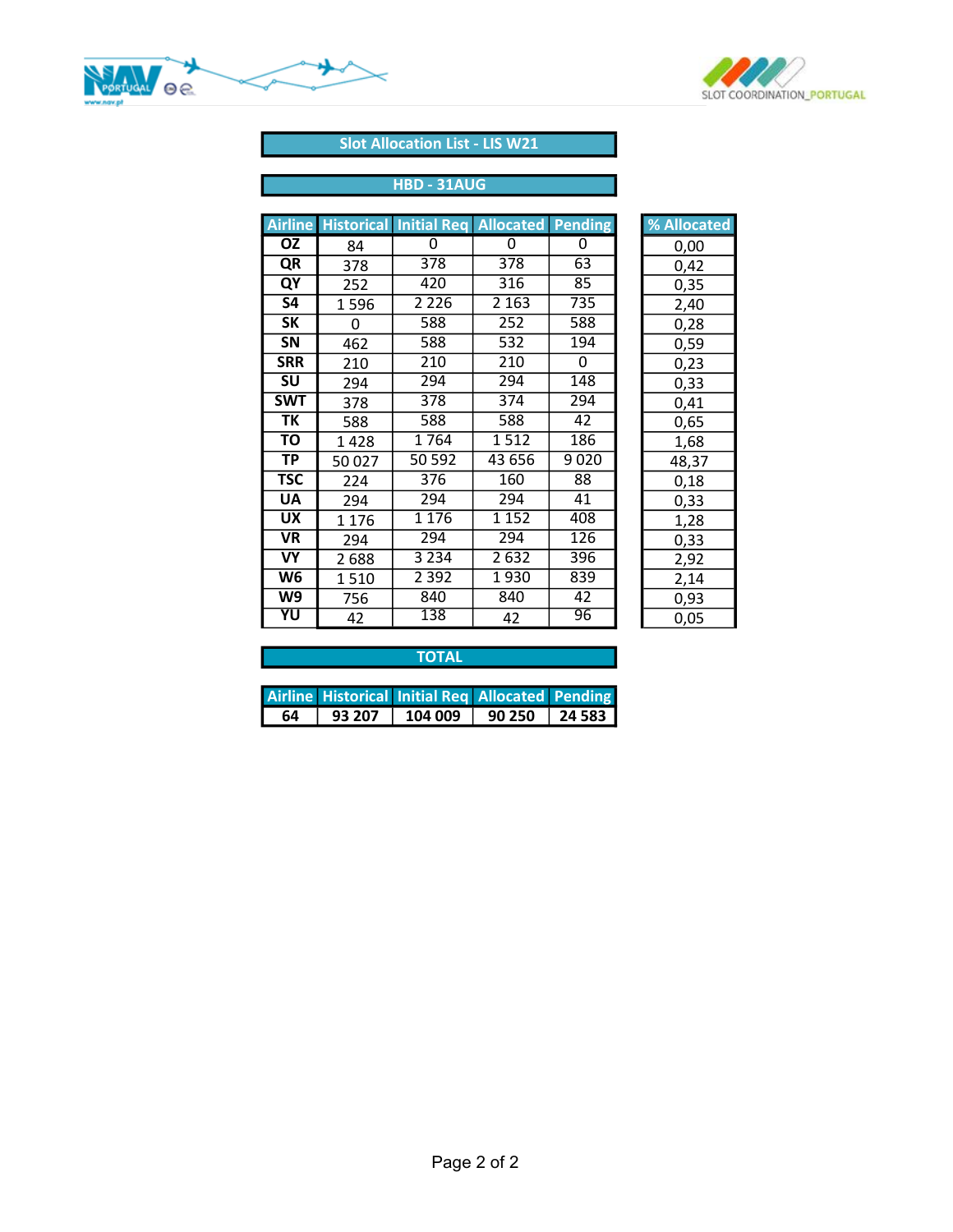## Slot Allocation List - LIS W21

### HBD - 31AUG

| Airline | Historical | Initial Req | Allocated | Pending | % Allocated |
|---|---|---|---|---|---|
| OZ | 84 | 0 | 0 | 0 | 0,00 |
| QR | 378 | 378 | 378 | 63 | 0,42 |
| QY | 252 | 420 | 316 | 85 | 0,35 |
| S4 | 1 596 | 2 226 | 2 163 | 735 | 2,40 |
| SK | 0 | 588 | 252 | 588 | 0,28 |
| SN | 462 | 588 | 532 | 194 | 0,59 |
| SRR | 210 | 210 | 210 | 0 | 0,23 |
| SU | 294 | 294 | 294 | 148 | 0,33 |
| SWT | 378 | 378 | 374 | 294 | 0,41 |
| TK | 588 | 588 | 588 | 42 | 0,65 |
| TO | 1 428 | 1 764 | 1 512 | 186 | 1,68 |
| TP | 50 027 | 50 592 | 43 656 | 9 020 | 48,37 |
| TSC | 224 | 376 | 160 | 88 | 0,18 |
| UA | 294 | 294 | 294 | 41 | 0,33 |
| UX | 1 176 | 1 176 | 1 152 | 408 | 1,28 |
| VR | 294 | 294 | 294 | 126 | 0,33 |
| VY | 2 688 | 3 234 | 2 632 | 396 | 2,92 |
| W6 | 1 510 | 2 392 | 1 930 | 839 | 2,14 |
| W9 | 756 | 840 | 840 | 42 | 0,93 |
| YU | 42 | 138 | 42 | 96 | 0,05 |

### TOTAL

| Airline | Historical | Initial Req | Allocated | Pending |
|---|---|---|---|---|
| **64** | **93 207** | **104 009** | **90 250** | **24 583** |